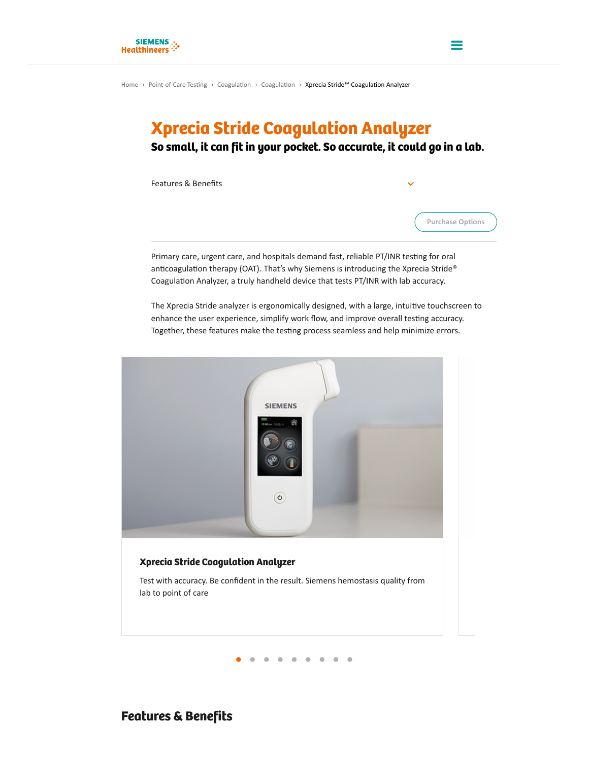Home › Point-of-Care Testing › Coagulation › Coagulation › Xprecia Stride™ Coagulation Analyzer

# Xprecia Stride Coagulation Analyzer

**So small, it can fit in your pocket. So accurate, it could go in a lab.**

Features & Benefits

Purchase Options

Primary care, urgent care, and hospitals demand fast, reliable PT/INR testing for oral anticoagulation therapy (OAT). That's why Siemens is introducing the Xprecia Stride® Coagulation Analyzer, a truly handheld device that tests PT/INR with lab accuracy.

The Xprecia Stride analyzer is ergonomically designed, with a large, intuitive touchscreen to enhance the user experience, simplify work flow, and improve overall testing accuracy. Together, these features make the testing process seamless and help minimize errors.

### Xprecia Stride Coagulation Analyzer

Test with accuracy. Be confident in the result. Siemens hemostasis quality from lab to point of care

## Features & Benefits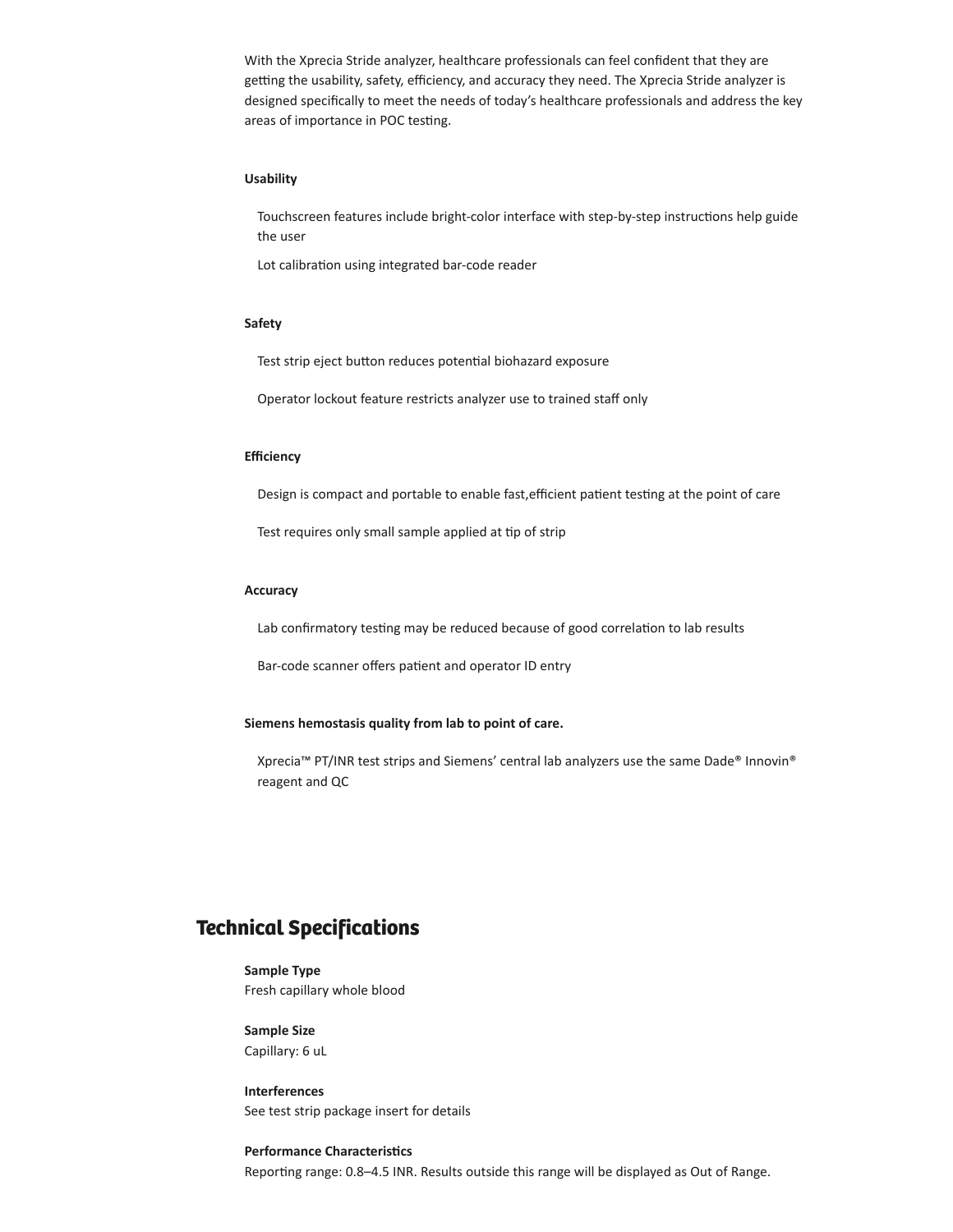With the Xprecia Stride analyzer, healthcare professionals can feel confident that they are getting the usability, safety, efficiency, and accuracy they need. The Xprecia Stride analyzer is designed specifically to meet the needs of today's healthcare professionals and address the key areas of importance in POC testing.

**Usability**

- Touchscreen features include bright-color interface with step-by-step instructions help guide the user
- Lot calibration using integrated bar-code reader

**Safety**

- Test strip eject button reduces potential biohazard exposure
- Operator lockout feature restricts analyzer use to trained staff only

**Efficiency**

- Design is compact and portable to enable fast,efficient patient testing at the point of care
- Test requires only small sample applied at tip of strip

**Accuracy**

- Lab confirmatory testing may be reduced because of good correlation to lab results
- Bar-code scanner offers patient and operator ID entry

**Siemens hemostasis quality from lab to point of care.**

- Xprecia™ PT/INR test strips and Siemens' central lab analyzers use the same Dade® Innovin® reagent and QC

## Technical Specifications

**Sample Type**
Fresh capillary whole blood

**Sample Size**
Capillary: 6 uL

**Interferences**
See test strip package insert for details

**Performance Characteristics**
Reporting range: 0.8–4.5 INR. Results outside this range will be displayed as Out of Range.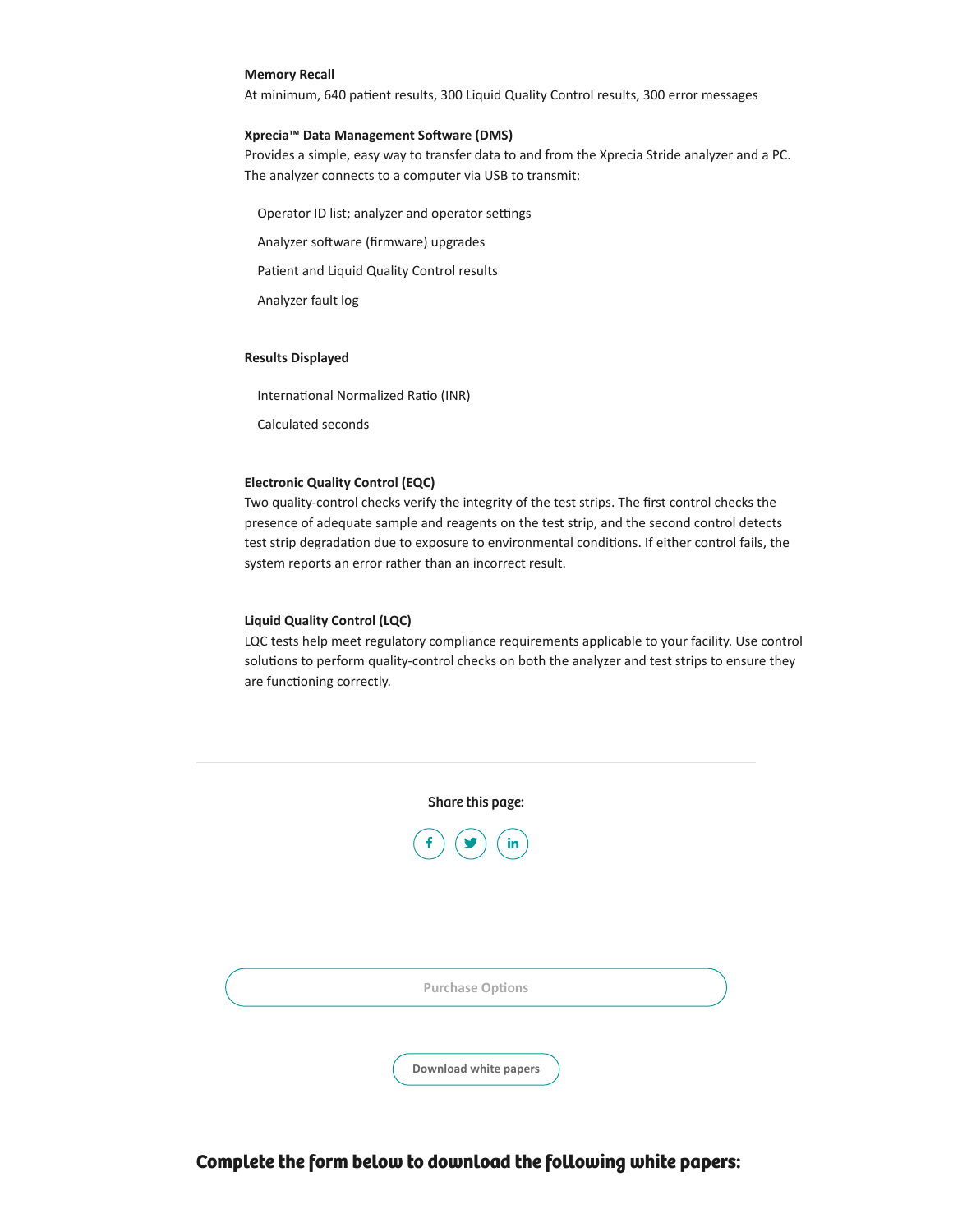**Memory Recall**
At minimum, 640 patient results, 300 Liquid Quality Control results, 300 error messages

**Xprecia™ Data Management Software (DMS)**
Provides a simple, easy way to transfer data to and from the Xprecia Stride analyzer and a PC. The analyzer connects to a computer via USB to transmit:

- Operator ID list; analyzer and operator settings
- Analyzer software (firmware) upgrades
- Patient and Liquid Quality Control results
- Analyzer fault log

**Results Displayed**

- International Normalized Ratio (INR)
- Calculated seconds

**Electronic Quality Control (EQC)**
Two quality-control checks verify the integrity of the test strips. The first control checks the presence of adequate sample and reagents on the test strip, and the second control detects test strip degradation due to exposure to environmental conditions. If either control fails, the system reports an error rather than an incorrect result.

**Liquid Quality Control (LQC)**
LQC tests help meet regulatory compliance requirements applicable to your facility. Use control solutions to perform quality-control checks on both the analyzer and test strips to ensure they are functioning correctly.

---

Share this page:

Purchase Options

Download white papers

## Complete the form below to download the following white papers: